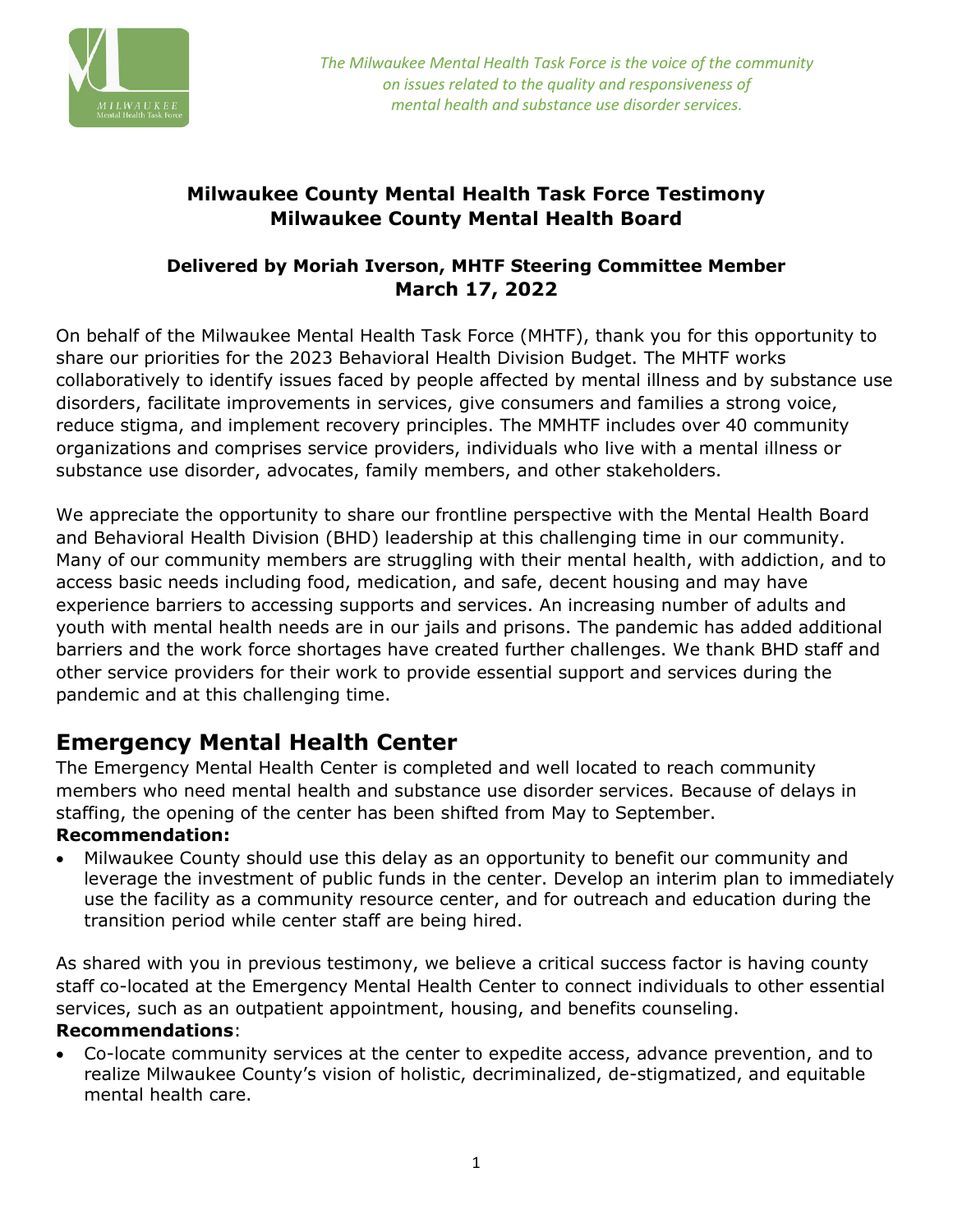*The Milwaukee Mental Health Task Force is the voice of the community on issues related to the quality and responsiveness of mental health and substance use disorder services.*

# Milwaukee County Mental Health Task Force Testimony
# Milwaukee County Mental Health Board

### Delivered by Moriah Iverson, MHTF Steering Committee Member
### March 17, 2022

On behalf of the Milwaukee Mental Health Task Force (MHTF), thank you for this opportunity to share our priorities for the 2023 Behavioral Health Division Budget. The MHTF works collaboratively to identify issues faced by people affected by mental illness and by substance use disorders, facilitate improvements in services, give consumers and families a strong voice, reduce stigma, and implement recovery principles. The MMHTF includes over 40 community organizations and comprises service providers, individuals who live with a mental illness or substance use disorder, advocates, family members, and other stakeholders.

We appreciate the opportunity to share our frontline perspective with the Mental Health Board and Behavioral Health Division (BHD) leadership at this challenging time in our community. Many of our community members are struggling with their mental health, with addiction, and to access basic needs including food, medication, and safe, decent housing and may have experience barriers to accessing supports and services. An increasing number of adults and youth with mental health needs are in our jails and prisons. The pandemic has added additional barriers and the work force shortages have created further challenges. We thank BHD staff and other service providers for their work to provide essential support and services during the pandemic and at this challenging time.

## Emergency Mental Health Center

The Emergency Mental Health Center is completed and well located to reach community members who need mental health and substance use disorder services. Because of delays in staffing, the opening of the center has been shifted from May to September.

**Recommendation:**

- Milwaukee County should use this delay as an opportunity to benefit our community and leverage the investment of public funds in the center. Develop an interim plan to immediately use the facility as a community resource center, and for outreach and education during the transition period while center staff are being hired.

As shared with you in previous testimony, we believe a critical success factor is having county staff co-located at the Emergency Mental Health Center to connect individuals to other essential services, such as an outpatient appointment, housing, and benefits counseling.

**Recommendations**:

- Co-locate community services at the center to expedite access, advance prevention, and to realize Milwaukee County's vision of holistic, decriminalized, de-stigmatized, and equitable mental health care.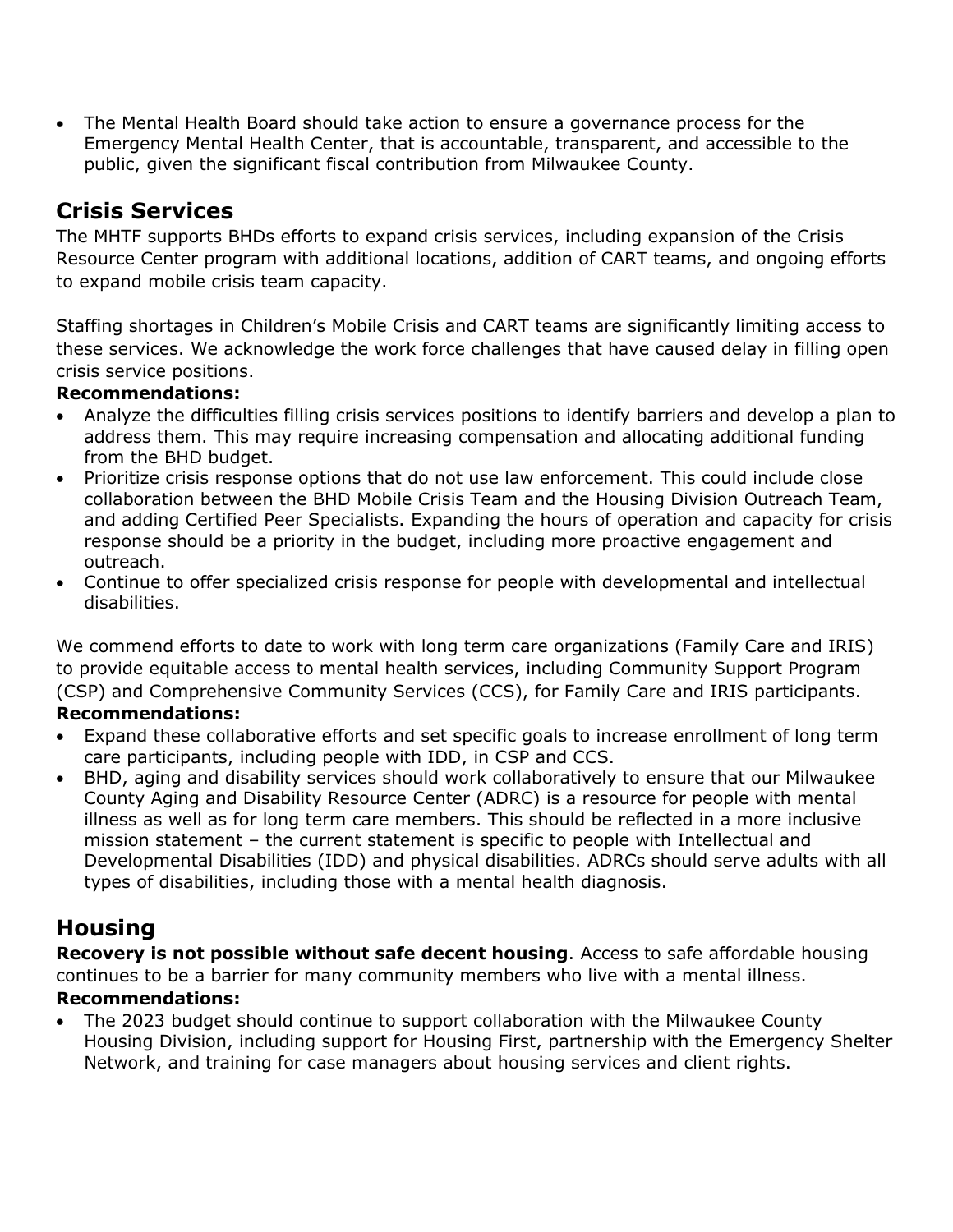- The Mental Health Board should take action to ensure a governance process for the Emergency Mental Health Center, that is accountable, transparent, and accessible to the public, given the significant fiscal contribution from Milwaukee County.

## Crisis Services

The MHTF supports BHDs efforts to expand crisis services, including expansion of the Crisis Resource Center program with additional locations, addition of CART teams, and ongoing efforts to expand mobile crisis team capacity.

Staffing shortages in Children's Mobile Crisis and CART teams are significantly limiting access to these services. We acknowledge the work force challenges that have caused delay in filling open crisis service positions.

**Recommendations:**

- Analyze the difficulties filling crisis services positions to identify barriers and develop a plan to address them. This may require increasing compensation and allocating additional funding from the BHD budget.
- Prioritize crisis response options that do not use law enforcement. This could include close collaboration between the BHD Mobile Crisis Team and the Housing Division Outreach Team, and adding Certified Peer Specialists. Expanding the hours of operation and capacity for crisis response should be a priority in the budget, including more proactive engagement and outreach.
- Continue to offer specialized crisis response for people with developmental and intellectual disabilities.

We commend efforts to date to work with long term care organizations (Family Care and IRIS) to provide equitable access to mental health services, including Community Support Program (CSP) and Comprehensive Community Services (CCS), for Family Care and IRIS participants.

**Recommendations:**

- Expand these collaborative efforts and set specific goals to increase enrollment of long term care participants, including people with IDD, in CSP and CCS.
- BHD, aging and disability services should work collaboratively to ensure that our Milwaukee County Aging and Disability Resource Center (ADRC) is a resource for people with mental illness as well as for long term care members. This should be reflected in a more inclusive mission statement – the current statement is specific to people with Intellectual and Developmental Disabilities (IDD) and physical disabilities. ADRCs should serve adults with all types of disabilities, including those with a mental health diagnosis.

## Housing

**Recovery is not possible without safe decent housing**. Access to safe affordable housing continues to be a barrier for many community members who live with a mental illness.

**Recommendations:**

- The 2023 budget should continue to support collaboration with the Milwaukee County Housing Division, including support for Housing First, partnership with the Emergency Shelter Network, and training for case managers about housing services and client rights.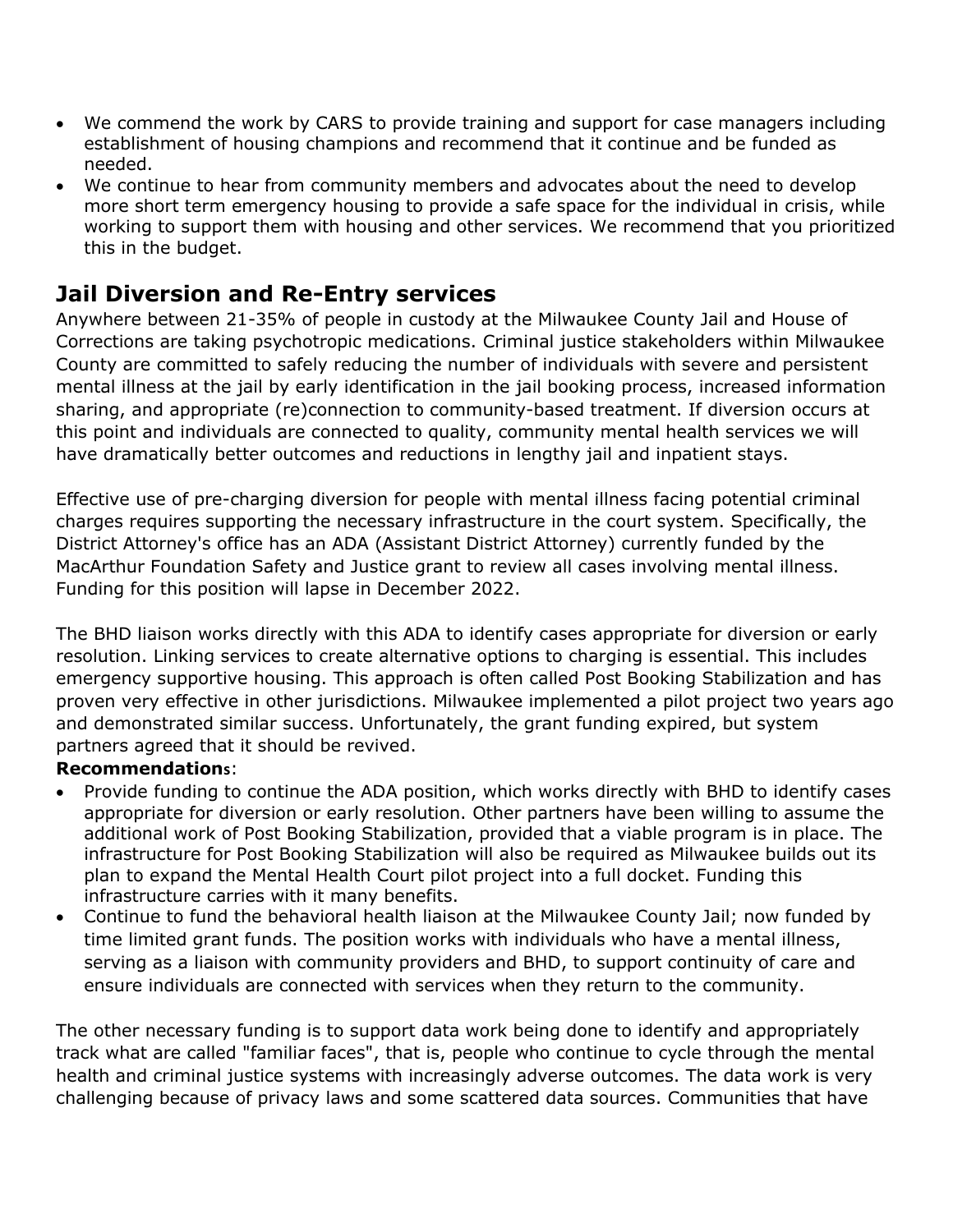- We commend the work by CARS to provide training and support for case managers including establishment of housing champions and recommend that it continue and be funded as needed.
- We continue to hear from community members and advocates about the need to develop more short term emergency housing to provide a safe space for the individual in crisis, while working to support them with housing and other services. We recommend that you prioritized this in the budget.

## Jail Diversion and Re-Entry services

Anywhere between 21-35% of people in custody at the Milwaukee County Jail and House of Corrections are taking psychotropic medications. Criminal justice stakeholders within Milwaukee County are committed to safely reducing the number of individuals with severe and persistent mental illness at the jail by early identification in the jail booking process, increased information sharing, and appropriate (re)connection to community-based treatment. If diversion occurs at this point and individuals are connected to quality, community mental health services we will have dramatically better outcomes and reductions in lengthy jail and inpatient stays.

Effective use of pre-charging diversion for people with mental illness facing potential criminal charges requires supporting the necessary infrastructure in the court system. Specifically, the District Attorney's office has an ADA (Assistant District Attorney) currently funded by the MacArthur Foundation Safety and Justice grant to review all cases involving mental illness. Funding for this position will lapse in December 2022.

The BHD liaison works directly with this ADA to identify cases appropriate for diversion or early resolution. Linking services to create alternative options to charging is essential. This includes emergency supportive housing. This approach is often called Post Booking Stabilization and has proven very effective in other jurisdictions. Milwaukee implemented a pilot project two years ago and demonstrated similar success. Unfortunately, the grant funding expired, but system partners agreed that it should be revived.

**Recommendations**:

- Provide funding to continue the ADA position, which works directly with BHD to identify cases appropriate for diversion or early resolution. Other partners have been willing to assume the additional work of Post Booking Stabilization, provided that a viable program is in place. The infrastructure for Post Booking Stabilization will also be required as Milwaukee builds out its plan to expand the Mental Health Court pilot project into a full docket. Funding this infrastructure carries with it many benefits.
- Continue to fund the behavioral health liaison at the Milwaukee County Jail; now funded by time limited grant funds. The position works with individuals who have a mental illness, serving as a liaison with community providers and BHD, to support continuity of care and ensure individuals are connected with services when they return to the community.

The other necessary funding is to support data work being done to identify and appropriately track what are called "familiar faces", that is, people who continue to cycle through the mental health and criminal justice systems with increasingly adverse outcomes. The data work is very challenging because of privacy laws and some scattered data sources. Communities that have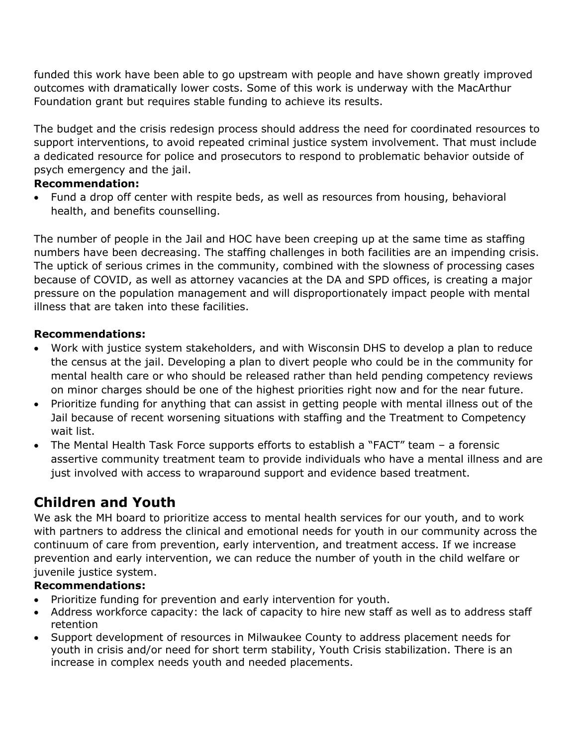funded this work have been able to go upstream with people and have shown greatly improved outcomes with dramatically lower costs. Some of this work is underway with the MacArthur Foundation grant but requires stable funding to achieve its results.

The budget and the crisis redesign process should address the need for coordinated resources to support interventions, to avoid repeated criminal justice system involvement. That must include a dedicated resource for police and prosecutors to respond to problematic behavior outside of psych emergency and the jail.

**Recommendation:**

- Fund a drop off center with respite beds, as well as resources from housing, behavioral health, and benefits counselling.

The number of people in the Jail and HOC have been creeping up at the same time as staffing numbers have been decreasing. The staffing challenges in both facilities are an impending crisis. The uptick of serious crimes in the community, combined with the slowness of processing cases because of COVID, as well as attorney vacancies at the DA and SPD offices, is creating a major pressure on the population management and will disproportionately impact people with mental illness that are taken into these facilities.

**Recommendations:**

- Work with justice system stakeholders, and with Wisconsin DHS to develop a plan to reduce the census at the jail. Developing a plan to divert people who could be in the community for mental health care or who should be released rather than held pending competency reviews on minor charges should be one of the highest priorities right now and for the near future.
- Prioritize funding for anything that can assist in getting people with mental illness out of the Jail because of recent worsening situations with staffing and the Treatment to Competency wait list.
- The Mental Health Task Force supports efforts to establish a "FACT" team – a forensic assertive community treatment team to provide individuals who have a mental illness and are just involved with access to wraparound support and evidence based treatment.

## Children and Youth

We ask the MH board to prioritize access to mental health services for our youth, and to work with partners to address the clinical and emotional needs for youth in our community across the continuum of care from prevention, early intervention, and treatment access. If we increase prevention and early intervention, we can reduce the number of youth in the child welfare or juvenile justice system.

**Recommendations:**

- Prioritize funding for prevention and early intervention for youth.
- Address workforce capacity: the lack of capacity to hire new staff as well as to address staff retention
- Support development of resources in Milwaukee County to address placement needs for youth in crisis and/or need for short term stability, Youth Crisis stabilization. There is an increase in complex needs youth and needed placements.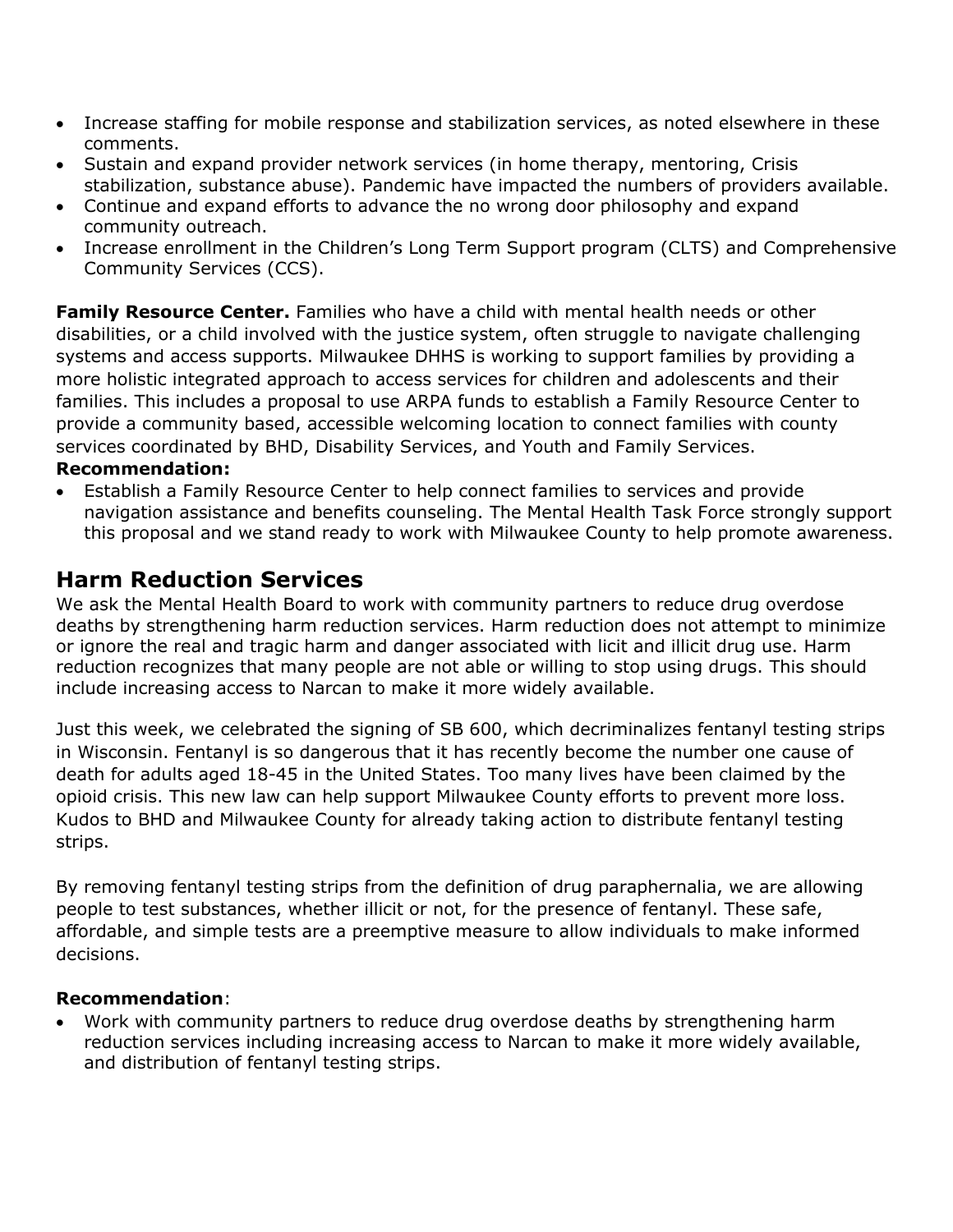- Increase staffing for mobile response and stabilization services, as noted elsewhere in these comments.
- Sustain and expand provider network services (in home therapy, mentoring, Crisis stabilization, substance abuse). Pandemic have impacted the numbers of providers available.
- Continue and expand efforts to advance the no wrong door philosophy and expand community outreach.
- Increase enrollment in the Children's Long Term Support program (CLTS) and Comprehensive Community Services (CCS).

**Family Resource Center.** Families who have a child with mental health needs or other disabilities, or a child involved with the justice system, often struggle to navigate challenging systems and access supports. Milwaukee DHHS is working to support families by providing a more holistic integrated approach to access services for children and adolescents and their families. This includes a proposal to use ARPA funds to establish a Family Resource Center to provide a community based, accessible welcoming location to connect families with county services coordinated by BHD, Disability Services, and Youth and Family Services.

**Recommendation:**

- Establish a Family Resource Center to help connect families to services and provide navigation assistance and benefits counseling. The Mental Health Task Force strongly support this proposal and we stand ready to work with Milwaukee County to help promote awareness.

## Harm Reduction Services

We ask the Mental Health Board to work with community partners to reduce drug overdose deaths by strengthening harm reduction services. Harm reduction does not attempt to minimize or ignore the real and tragic harm and danger associated with licit and illicit drug use. Harm reduction recognizes that many people are not able or willing to stop using drugs. This should include increasing access to Narcan to make it more widely available.

Just this week, we celebrated the signing of SB 600, which decriminalizes fentanyl testing strips in Wisconsin. Fentanyl is so dangerous that it has recently become the number one cause of death for adults aged 18-45 in the United States. Too many lives have been claimed by the opioid crisis. This new law can help support Milwaukee County efforts to prevent more loss. Kudos to BHD and Milwaukee County for already taking action to distribute fentanyl testing strips.

By removing fentanyl testing strips from the definition of drug paraphernalia, we are allowing people to test substances, whether illicit or not, for the presence of fentanyl. These safe, affordable, and simple tests are a preemptive measure to allow individuals to make informed decisions.

**Recommendation**:

- Work with community partners to reduce drug overdose deaths by strengthening harm reduction services including increasing access to Narcan to make it more widely available, and distribution of fentanyl testing strips.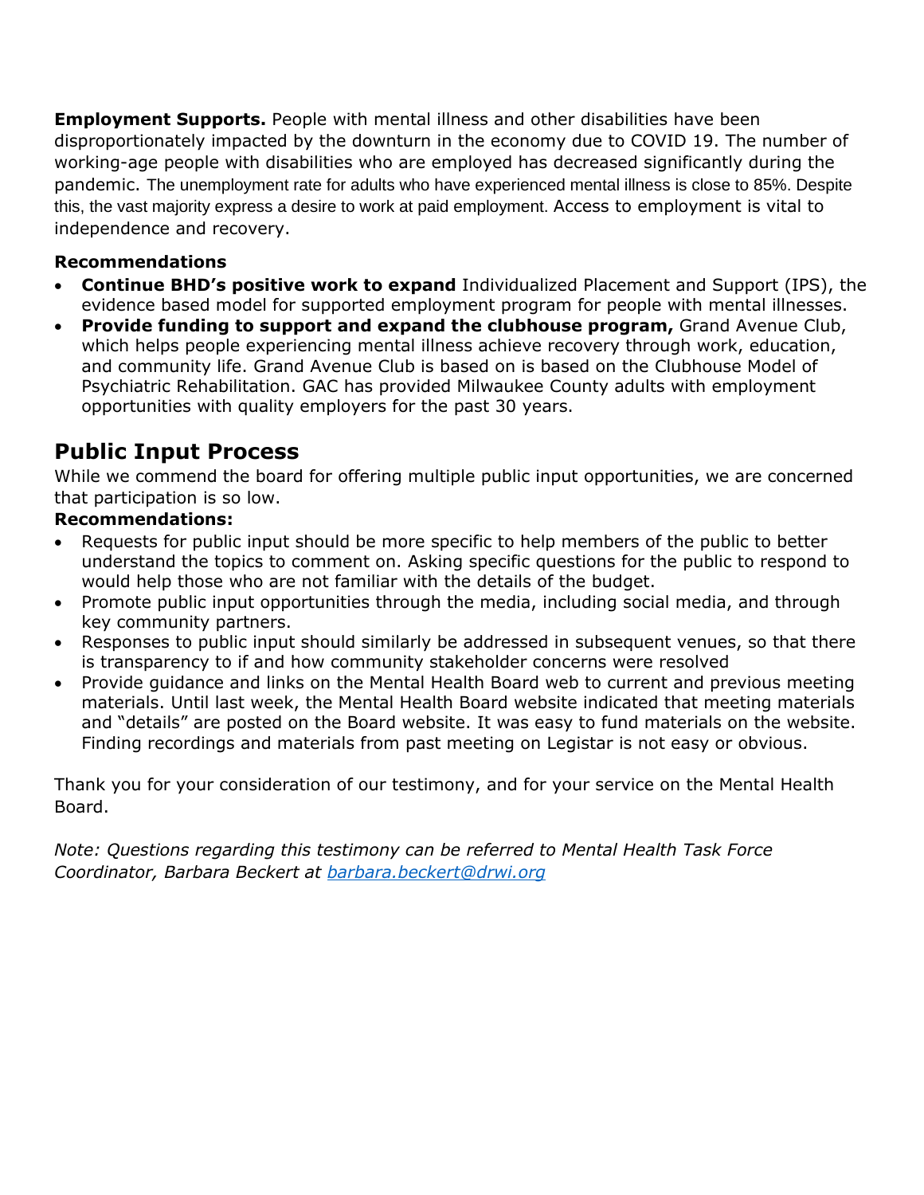**Employment Supports.** People with mental illness and other disabilities have been disproportionately impacted by the downturn in the economy due to COVID 19. The number of working-age people with disabilities who are employed has decreased significantly during the pandemic. The unemployment rate for adults who have experienced mental illness is close to 85%. Despite this, the vast majority express a desire to work at paid employment. Access to employment is vital to independence and recovery.

**Recommendations**

- **Continue BHD's positive work to expand** Individualized Placement and Support (IPS), the evidence based model for supported employment program for people with mental illnesses.
- **Provide funding to support and expand the clubhouse program,** Grand Avenue Club, which helps people experiencing mental illness achieve recovery through work, education, and community life. Grand Avenue Club is based on is based on the Clubhouse Model of Psychiatric Rehabilitation. GAC has provided Milwaukee County adults with employment opportunities with quality employers for the past 30 years.

## Public Input Process

While we commend the board for offering multiple public input opportunities, we are concerned that participation is so low.

**Recommendations:**

- Requests for public input should be more specific to help members of the public to better understand the topics to comment on. Asking specific questions for the public to respond to would help those who are not familiar with the details of the budget.
- Promote public input opportunities through the media, including social media, and through key community partners.
- Responses to public input should similarly be addressed in subsequent venues, so that there is transparency to if and how community stakeholder concerns were resolved
- Provide guidance and links on the Mental Health Board web to current and previous meeting materials. Until last week, the Mental Health Board website indicated that meeting materials and "details" are posted on the Board website. It was easy to fund materials on the website. Finding recordings and materials from past meeting on Legistar is not easy or obvious.

Thank you for your consideration of our testimony, and for your service on the Mental Health Board.

*Note: Questions regarding this testimony can be referred to Mental Health Task Force Coordinator, Barbara Beckert at [barbara.beckert@drwi.org](mailto:barbara.beckert@drwi.org)*